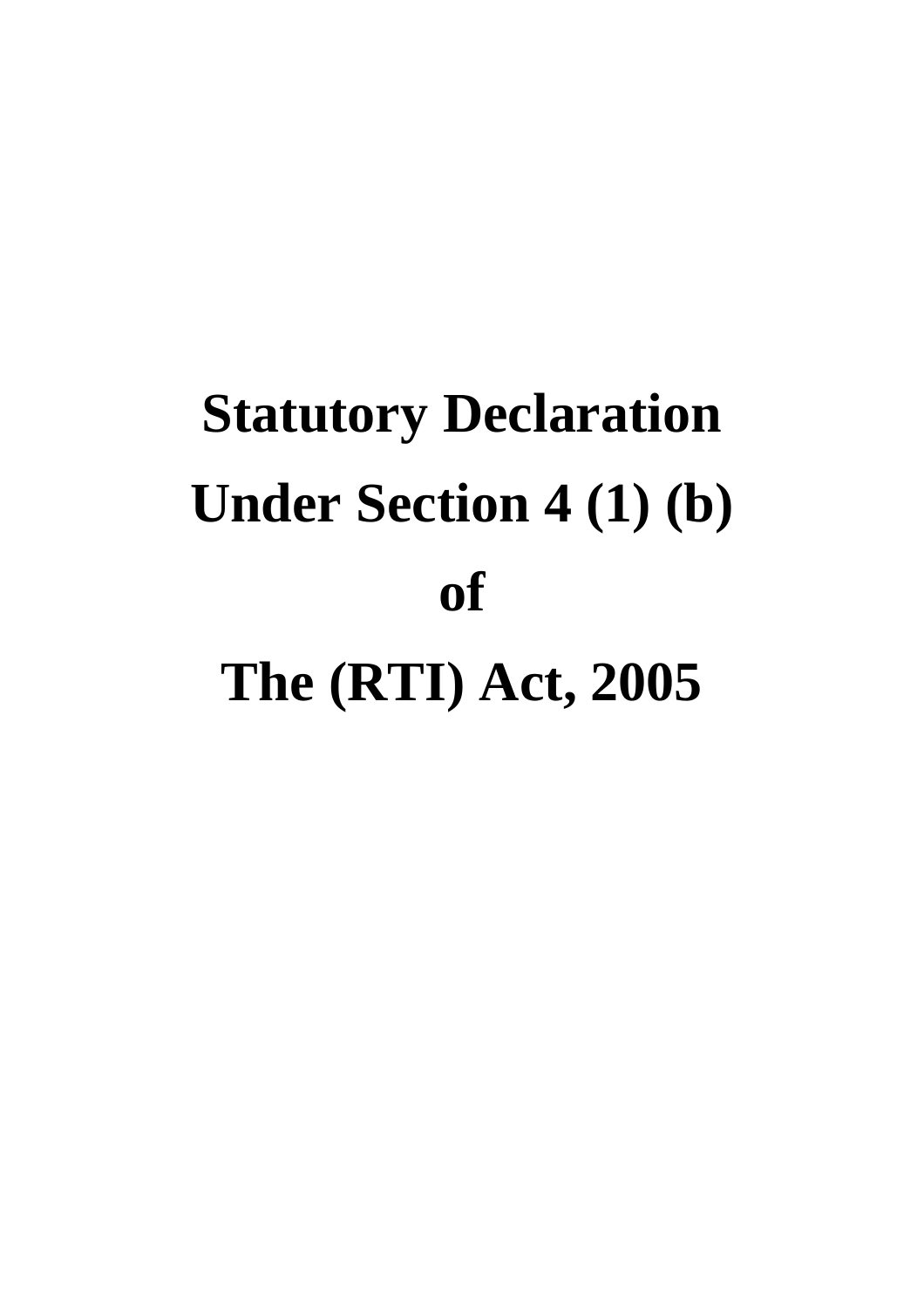# Statutory Declaration Under Section 4 (1) (b) of The (RTI) Act, 2005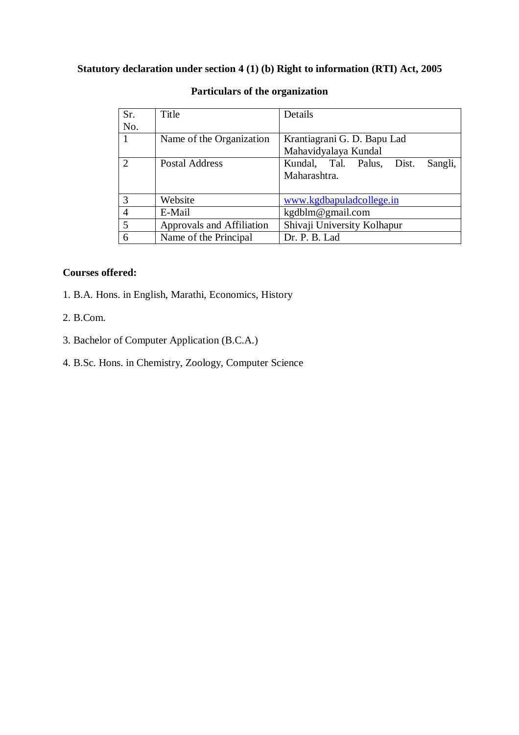**Statutory declaration under section 4 (1) (b) Right to information (RTI) Act, 2005**

**Particulars of the organization**

| Sr. No. | Title | Details |
|---|---|---|
| 1 | Name of the Organization | Krantiagrani G. D. Bapu Lad Mahavidyalaya Kundal |
| 2 | Postal Address | Kundal, Tal. Palus, Dist. Sangli, Maharashtra. |
| 3 | Website | www.kgdbapuladcollege.in |
| 4 | E-Mail | kgdblm@gmail.com |
| 5 | Approvals and Affiliation | Shivaji University Kolhapur |
| 6 | Name of the Principal | Dr. P. B. Lad |

**Courses offered:**

1. B.A. Hons. in English, Marathi, Economics, History

2. B.Com.

3. Bachelor of Computer Application (B.C.A.)

4. B.Sc. Hons. in Chemistry, Zoology, Computer Science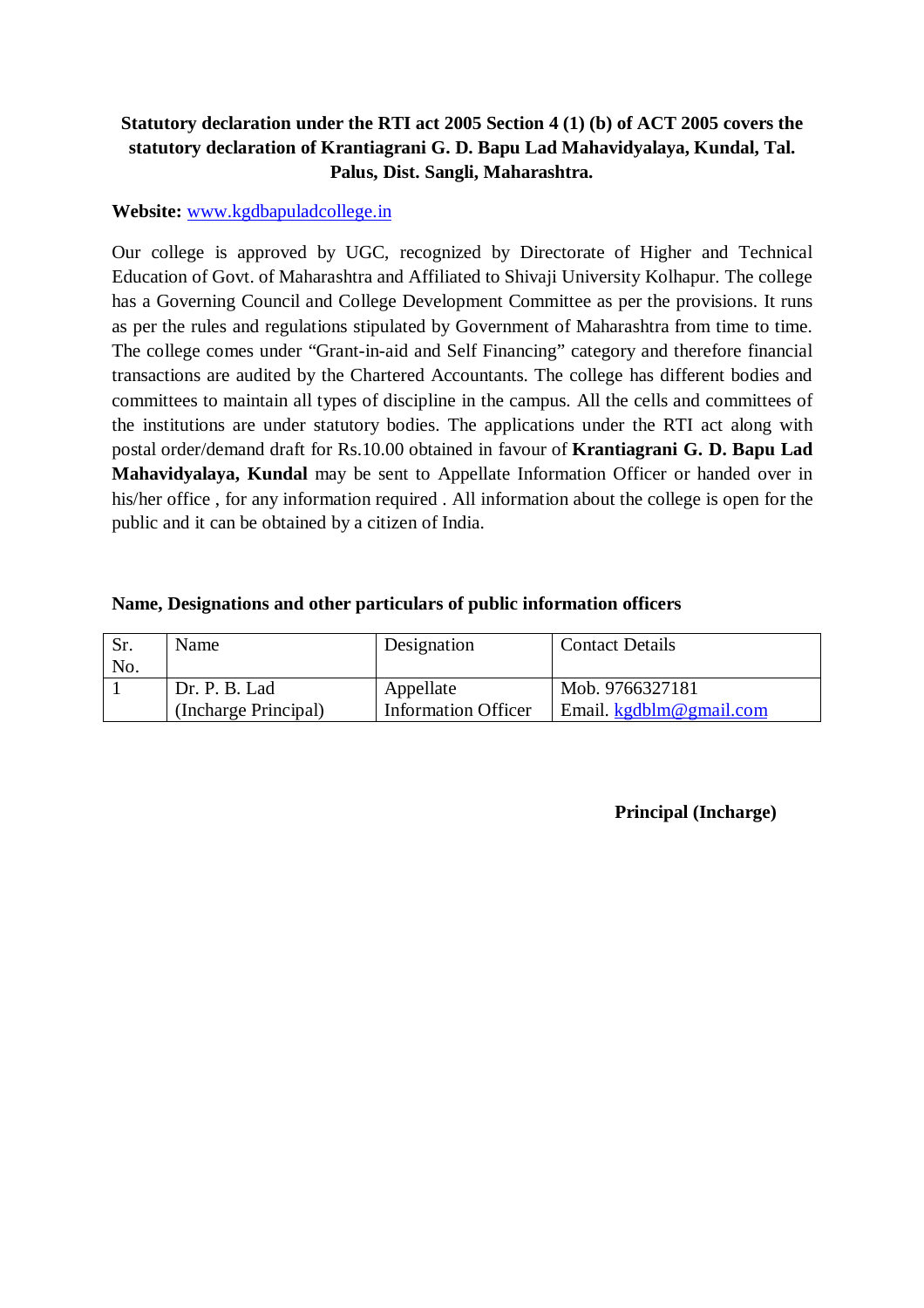**Statutory declaration under the RTI act 2005 Section 4 (1) (b) of ACT 2005 covers the statutory declaration of Krantiagrani G. D. Bapu Lad Mahavidyalaya, Kundal, Tal. Palus, Dist. Sangli, Maharashtra.**

**Website:** www.kgdbapuladcollege.in

Our college is approved by UGC, recognized by Directorate of Higher and Technical Education of Govt. of Maharashtra and Affiliated to Shivaji University Kolhapur. The college has a Governing Council and College Development Committee as per the provisions. It runs as per the rules and regulations stipulated by Government of Maharashtra from time to time. The college comes under "Grant-in-aid and Self Financing" category and therefore financial transactions are audited by the Chartered Accountants. The college has different bodies and committees to maintain all types of discipline in the campus. All the cells and committees of the institutions are under statutory bodies. The applications under the RTI act along with postal order/demand draft for Rs.10.00 obtained in favour of **Krantiagrani G. D. Bapu Lad Mahavidyalaya, Kundal** may be sent to Appellate Information Officer or handed over in his/her office , for any information required . All information about the college is open for the public and it can be obtained by a citizen of India.

**Name, Designations and other particulars of public information officers**

| Sr. No. | Name | Designation | Contact Details |
|---|---|---|---|
| 1 | Dr. P. B. Lad (Incharge Principal) | Appellate Information Officer | Mob. 9766327181 Email. kgdblm@gmail.com |

**Principal (Incharge)**